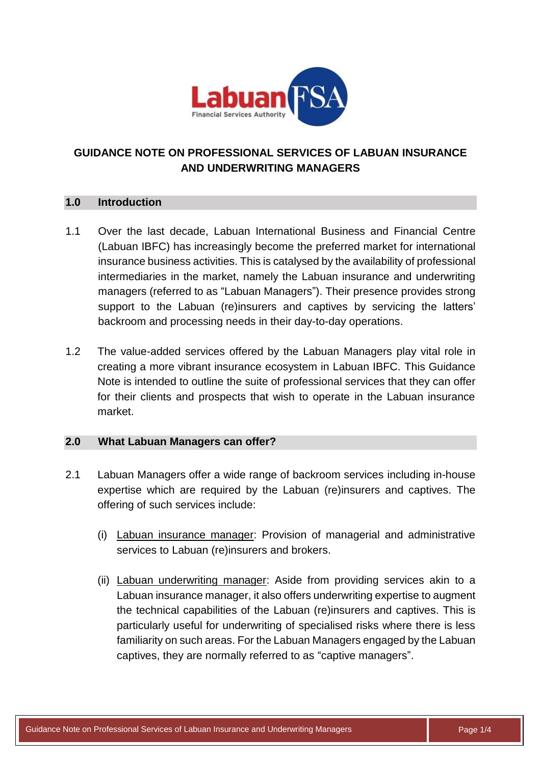# GUIDANCE NOTE ON PROFESSIONAL SERVICES OF LABUAN INSURANCE AND UNDERWRITING MANAGERS

## 1.0 Introduction

1.1 Over the last decade, Labuan International Business and Financial Centre (Labuan IBFC) has increasingly become the preferred market for international insurance business activities. This is catalysed by the availability of professional intermediaries in the market, namely the Labuan insurance and underwriting managers (referred to as "Labuan Managers"). Their presence provides strong support to the Labuan (re)insurers and captives by servicing the latters' backroom and processing needs in their day-to-day operations.

1.2 The value-added services offered by the Labuan Managers play vital role in creating a more vibrant insurance ecosystem in Labuan IBFC. This Guidance Note is intended to outline the suite of professional services that they can offer for their clients and prospects that wish to operate in the Labuan insurance market.

## 2.0 What Labuan Managers can offer?

2.1 Labuan Managers offer a wide range of backroom services including in-house expertise which are required by the Labuan (re)insurers and captives. The offering of such services include:

(i) Labuan insurance manager: Provision of managerial and administrative services to Labuan (re)insurers and brokers.

(ii) Labuan underwriting manager: Aside from providing services akin to a Labuan insurance manager, it also offers underwriting expertise to augment the technical capabilities of the Labuan (re)insurers and captives. This is particularly useful for underwriting of specialised risks where there is less familiarity on such areas. For the Labuan Managers engaged by the Labuan captives, they are normally referred to as "captive managers".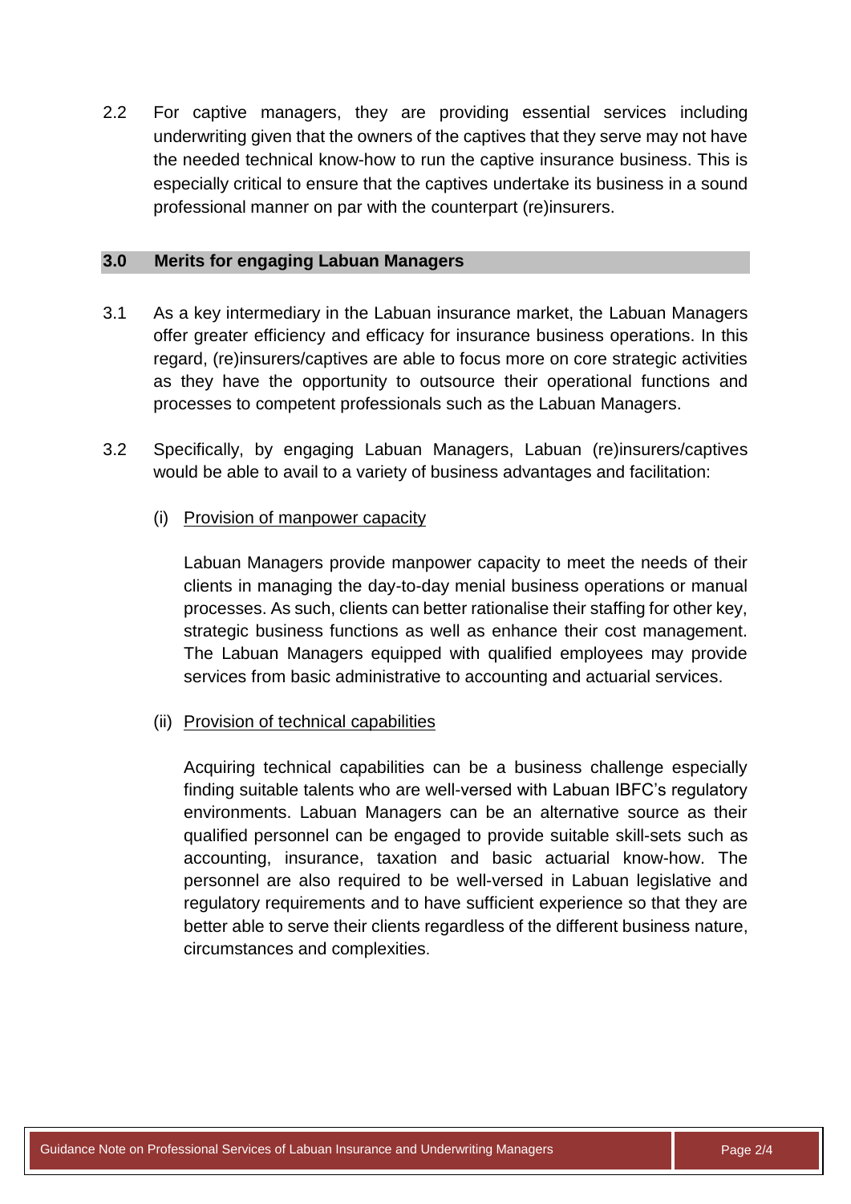2.2 For captive managers, they are providing essential services including underwriting given that the owners of the captives that they serve may not have the needed technical know-how to run the captive insurance business. This is especially critical to ensure that the captives undertake its business in a sound professional manner on par with the counterpart (re)insurers.

## 3.0 Merits for engaging Labuan Managers

3.1 As a key intermediary in the Labuan insurance market, the Labuan Managers offer greater efficiency and efficacy for insurance business operations. In this regard, (re)insurers/captives are able to focus more on core strategic activities as they have the opportunity to outsource their operational functions and processes to competent professionals such as the Labuan Managers.

3.2 Specifically, by engaging Labuan Managers, Labuan (re)insurers/captives would be able to avail to a variety of business advantages and facilitation:

(i) Provision of manpower capacity

Labuan Managers provide manpower capacity to meet the needs of their clients in managing the day-to-day menial business operations or manual processes. As such, clients can better rationalise their staffing for other key, strategic business functions as well as enhance their cost management. The Labuan Managers equipped with qualified employees may provide services from basic administrative to accounting and actuarial services.

(ii) Provision of technical capabilities

Acquiring technical capabilities can be a business challenge especially finding suitable talents who are well-versed with Labuan IBFC's regulatory environments. Labuan Managers can be an alternative source as their qualified personnel can be engaged to provide suitable skill-sets such as accounting, insurance, taxation and basic actuarial know-how. The personnel are also required to be well-versed in Labuan legislative and regulatory requirements and to have sufficient experience so that they are better able to serve their clients regardless of the different business nature, circumstances and complexities.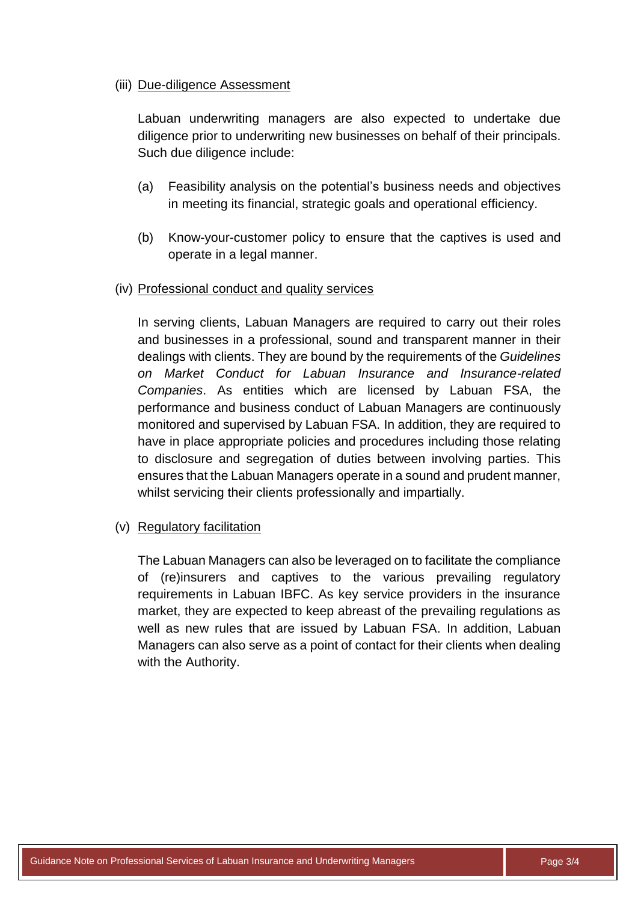(iii) Due-diligence Assessment

Labuan underwriting managers are also expected to undertake due diligence prior to underwriting new businesses on behalf of their principals. Such due diligence include:

(a) Feasibility analysis on the potential's business needs and objectives in meeting its financial, strategic goals and operational efficiency.

(b) Know-your-customer policy to ensure that the captives is used and operate in a legal manner.

(iv) Professional conduct and quality services

In serving clients, Labuan Managers are required to carry out their roles and businesses in a professional, sound and transparent manner in their dealings with clients. They are bound by the requirements of the *Guidelines on Market Conduct for Labuan Insurance and Insurance-related Companies*. As entities which are licensed by Labuan FSA, the performance and business conduct of Labuan Managers are continuously monitored and supervised by Labuan FSA. In addition, they are required to have in place appropriate policies and procedures including those relating to disclosure and segregation of duties between involving parties. This ensures that the Labuan Managers operate in a sound and prudent manner, whilst servicing their clients professionally and impartially.

(v) Regulatory facilitation

The Labuan Managers can also be leveraged on to facilitate the compliance of (re)insurers and captives to the various prevailing regulatory requirements in Labuan IBFC. As key service providers in the insurance market, they are expected to keep abreast of the prevailing regulations as well as new rules that are issued by Labuan FSA. In addition, Labuan Managers can also serve as a point of contact for their clients when dealing with the Authority.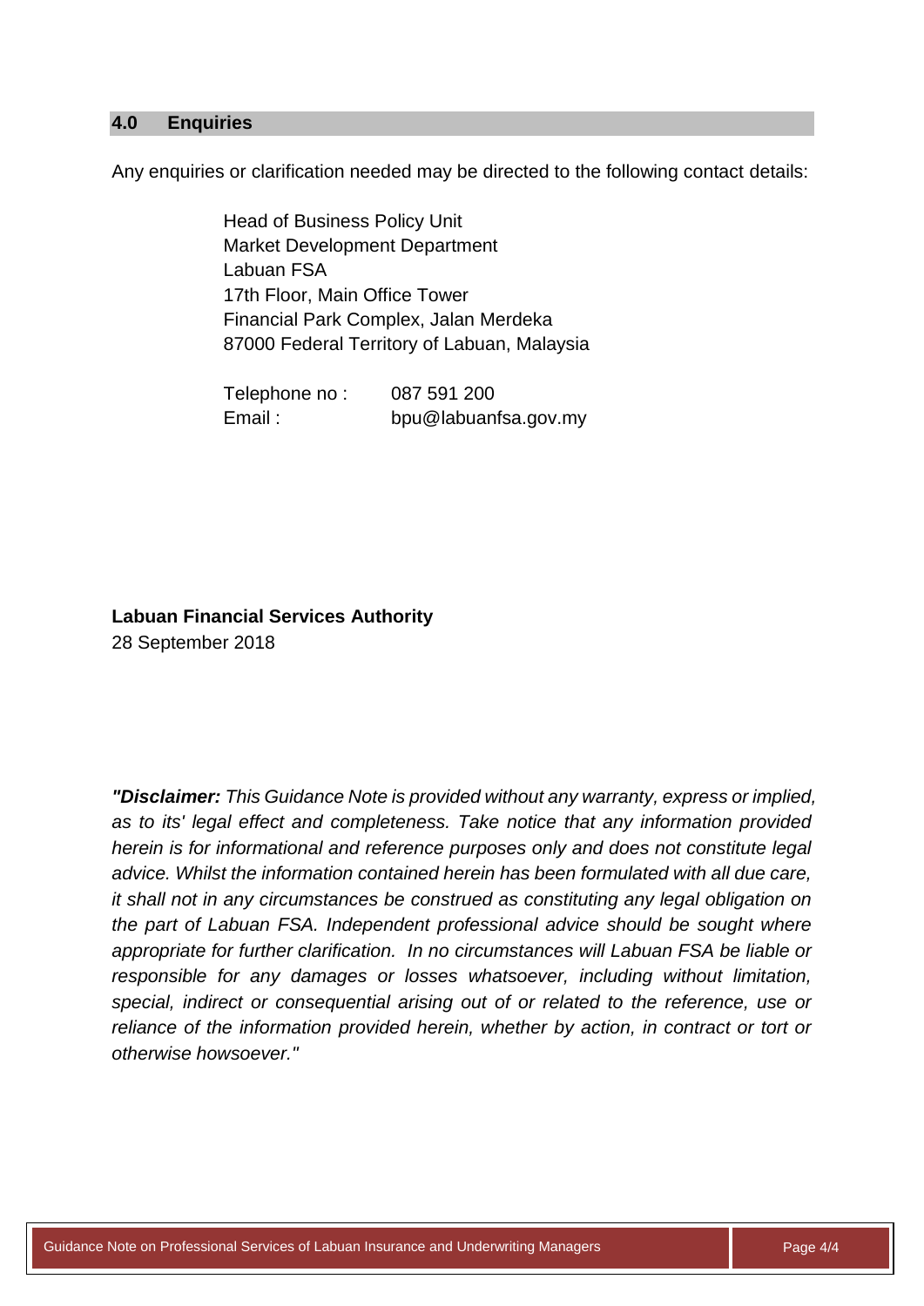## 4.0 Enquiries

Any enquiries or clarification needed may be directed to the following contact details:

Head of Business Policy Unit
Market Development Department
Labuan FSA
17th Floor, Main Office Tower
Financial Park Complex, Jalan Merdeka
87000 Federal Territory of Labuan, Malaysia

Telephone no : 087 591 200
Email : bpu@labuanfsa.gov.my

**Labuan Financial Services Authority**
28 September 2018

***"Disclaimer:*** *This Guidance Note is provided without any warranty, express or implied, as to its' legal effect and completeness. Take notice that any information provided herein is for informational and reference purposes only and does not constitute legal advice. Whilst the information contained herein has been formulated with all due care, it shall not in any circumstances be construed as constituting any legal obligation on the part of Labuan FSA. Independent professional advice should be sought where appropriate for further clarification. In no circumstances will Labuan FSA be liable or responsible for any damages or losses whatsoever, including without limitation, special, indirect or consequential arising out of or related to the reference, use or reliance of the information provided herein, whether by action, in contract or tort or otherwise howsoever."*